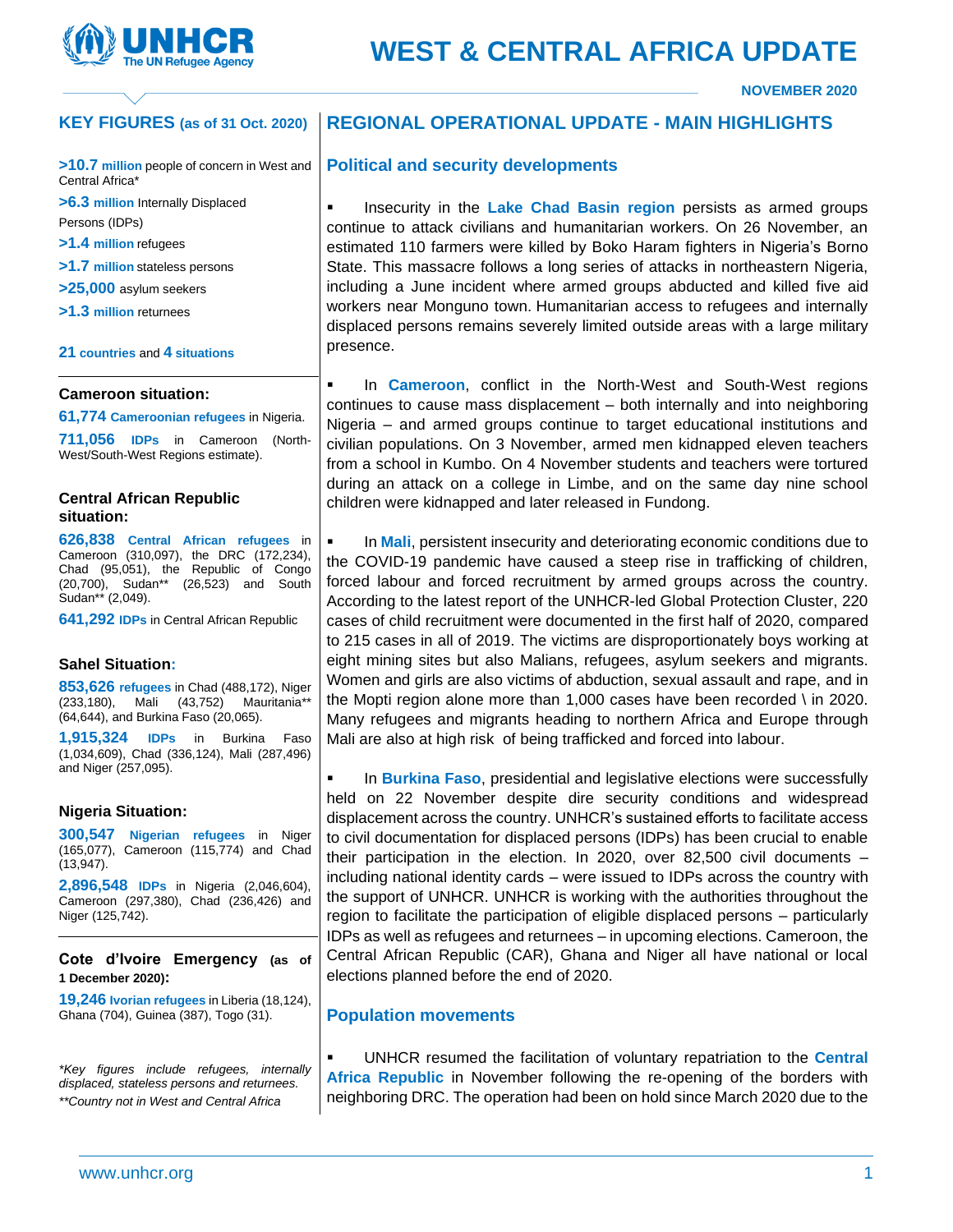# WEST & CENTRAL AFRICA UPDATE

**NOVEMBER 2020**

## KEY FIGURES (as of 31 Oct. 2020)

**>10.7 million** people of concern in West and Central Africa*

**>6.3 million** Internally Displaced Persons (IDPs)

**>1.4 million** refugees

**>1.7 million** stateless persons

**>25,000** asylum seekers

**>1.3 million** returnees

**21 countries** and **4 situations**

### Cameroon situation:

**61,774 Cameroonian refugees** in Nigeria.

**711,056 IDPs** in Cameroon (North-West/South-West Regions estimate).

### Central African Republic situation:

**626,838 Central African refugees** in Cameroon (310,097), the DRC (172,234), Chad (95,051), the Republic of Congo (20,700), Sudan** (26,523) and South Sudan** (2,049).

**641,292 IDPs** in Central African Republic

### Sahel Situation:

**853,626 refugees** in Chad (488,172), Niger (233,180), Mali (43,752) Mauritania** (64,644), and Burkina Faso (20,065).

**1,915,324 IDPs** in Burkina Faso (1,034,609), Chad (336,124), Mali (287,496) and Niger (257,095).

### Nigeria Situation:

**300,547 Nigerian refugees** in Niger (165,077), Cameroon (115,774) and Chad (13,947).

**2,896,548 IDPs** in Nigeria (2,046,604), Cameroon (297,380), Chad (236,426) and Niger (125,742).

### Cote d'Ivoire Emergency (as of 1 December 2020):

**19,246 Ivorian refugees** in Liberia (18,124), Ghana (704), Guinea (387), Togo (31).

*\*Key figures include refugees, internally displaced, stateless persons and returnees.*

*\*\*Country not in West and Central Africa*

## REGIONAL OPERATIONAL UPDATE - MAIN HIGHLIGHTS

### Political and security developments

- Insecurity in the **Lake Chad Basin region** persists as armed groups continue to attack civilians and humanitarian workers. On 26 November, an estimated 110 farmers were killed by Boko Haram fighters in Nigeria's Borno State. This massacre follows a long series of attacks in northeastern Nigeria, including a June incident where armed groups abducted and killed five aid workers near Monguno town. Humanitarian access to refugees and internally displaced persons remains severely limited outside areas with a large military presence.

- In **Cameroon**, conflict in the North-West and South-West regions continues to cause mass displacement – both internally and into neighboring Nigeria – and armed groups continue to target educational institutions and civilian populations. On 3 November, armed men kidnapped eleven teachers from a school in Kumbo. On 4 November students and teachers were tortured during an attack on a college in Limbe, and on the same day nine school children were kidnapped and later released in Fundong.

- In **Mali**, persistent insecurity and deteriorating economic conditions due to the COVID-19 pandemic have caused a steep rise in trafficking of children, forced labour and forced recruitment by armed groups across the country. According to the latest report of the UNHCR-led Global Protection Cluster, 220 cases of child recruitment were documented in the first half of 2020, compared to 215 cases in all of 2019. The victims are disproportionately boys working at eight mining sites but also Malians, refugees, asylum seekers and migrants. Women and girls are also victims of abduction, sexual assault and rape, and in the Mopti region alone more than 1,000 cases have been recorded \ in 2020. Many refugees and migrants heading to northern Africa and Europe through Mali are also at high risk of being trafficked and forced into labour.

- In **Burkina Faso**, presidential and legislative elections were successfully held on 22 November despite dire security conditions and widespread displacement across the country. UNHCR's sustained efforts to facilitate access to civil documentation for displaced persons (IDPs) has been crucial to enable their participation in the election. In 2020, over 82,500 civil documents – including national identity cards – were issued to IDPs across the country with the support of UNHCR. UNHCR is working with the authorities throughout the region to facilitate the participation of eligible displaced persons – particularly IDPs as well as refugees and returnees – in upcoming elections. Cameroon, the Central African Republic (CAR), Ghana and Niger all have national or local elections planned before the end of 2020.

### Population movements

- UNHCR resumed the facilitation of voluntary repatriation to the **Central Africa Republic** in November following the re-opening of the borders with neighboring DRC. The operation had been on hold since March 2020 due to the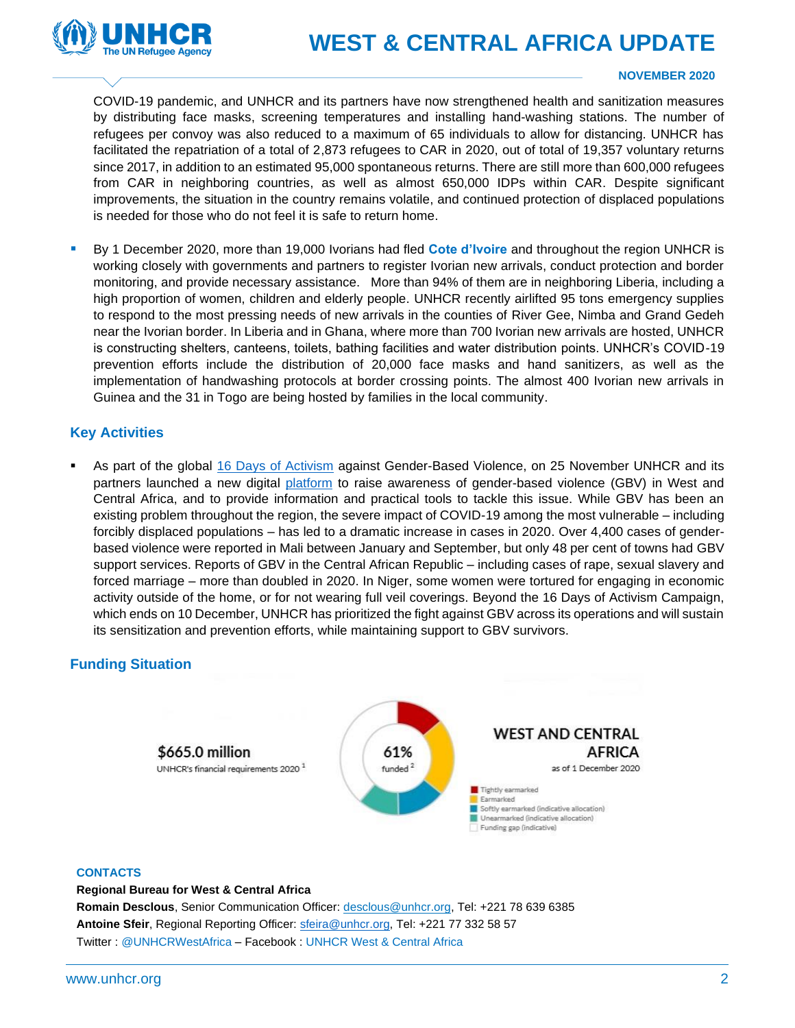COVID-19 pandemic, and UNHCR and its partners have now strengthened health and sanitization measures by distributing face masks, screening temperatures and installing hand-washing stations. The number of refugees per convoy was also reduced to a maximum of 65 individuals to allow for distancing. UNHCR has facilitated the repatriation of a total of 2,873 refugees to CAR in 2020, out of total of 19,357 voluntary returns since 2017, in addition to an estimated 95,000 spontaneous returns. There are still more than 600,000 refugees from CAR in neighboring countries, as well as almost 650,000 IDPs within CAR. Despite significant improvements, the situation in the country remains volatile, and continued protection of displaced populations is needed for those who do not feel it is safe to return home.

- By 1 December 2020, more than 19,000 Ivorians had fled **Cote d'Ivoire** and throughout the region UNHCR is working closely with governments and partners to register Ivorian new arrivals, conduct protection and border monitoring, and provide necessary assistance. More than 94% of them are in neighboring Liberia, including a high proportion of women, children and elderly people. UNHCR recently airlifted 95 tons emergency supplies to respond to the most pressing needs of new arrivals in the counties of River Gee, Nimba and Grand Gedeh near the Ivorian border. In Liberia and in Ghana, where more than 700 Ivorian new arrivals are hosted, UNHCR is constructing shelters, canteens, toilets, bathing facilities and water distribution points. UNHCR's COVID-19 prevention efforts include the distribution of 20,000 face masks and hand sanitizers, as well as the implementation of handwashing protocols at border crossing points. The almost 400 Ivorian new arrivals in Guinea and the 31 in Togo are being hosted by families in the local community.

## Key Activities

- As part of the global 16 Days of Activism against Gender-Based Violence, on 25 November UNHCR and its partners launched a new digital platform to raise awareness of gender-based violence (GBV) in West and Central Africa, and to provide information and practical tools to tackle this issue. While GBV has been an existing problem throughout the region, the severe impact of COVID-19 among the most vulnerable – including forcibly displaced populations – has led to a dramatic increase in cases in 2020. Over 4,400 cases of gender-based violence were reported in Mali between January and September, but only 48 per cent of towns had GBV support services. Reports of GBV in the Central African Republic – including cases of rape, sexual slavery and forced marriage – more than doubled in 2020. In Niger, some women were tortured for engaging in economic activity outside of the home, or for not wearing full veil coverings. Beyond the 16 Days of Activism Campaign, which ends on 10 December, UNHCR has prioritized the fight against GBV across its operations and will sustain its sensitization and prevention efforts, while maintaining support to GBV survivors.

## Funding Situation

**$665.0 million**
UNHCR's financial requirements 2020 [1]

**61%** funded [2]

**WEST AND CENTRAL AFRICA**
as of 1 December 2020

- Tightly earmarked
- Earmarked
- Softly earmarked (indicative allocation)
- Unearmarked (indicative allocation)
- Funding gap (indicative)

**CONTACTS**

**Regional Bureau for West & Central Africa**

**Romain Desclous**, Senior Communication Officer: desclous@unhcr.org, Tel: +221 78 639 6385

**Antoine Sfeir**, Regional Reporting Officer: sfeira@unhcr.org, Tel: +221 77 332 58 57

Twitter : @UNHCRWestAfrica – Facebook : UNHCR West & Central Africa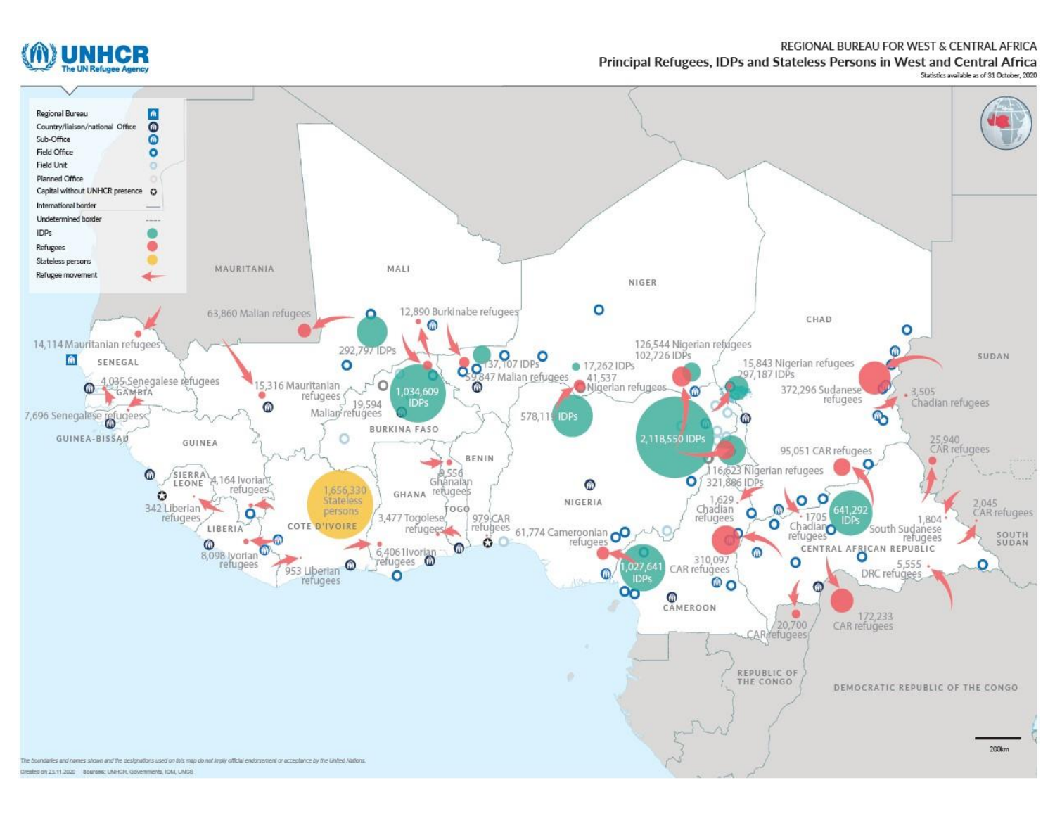UNHCR
The UN Refugee Agency

REGIONAL BUREAU FOR WEST & CENTRAL AFRICA

# Principal Refugees, IDPs and Stateless Persons in West and Central Africa

Statistics available as of 31 October, 2020

Regional Bureau
Country/liaison/national Office
Sub-Office
Field Office
Field Unit
Planned Office
Capital without UNHCR presence
International border
Undetermined border
IDPs
Refugees
Stateless persons
Refugee movement

MAURITANIA
MALI
NIGER
CHAD
SUDAN
SENEGAL
GAMBIA
GUINEA-BISSAU
GUINEA
SIERRA LEONE
LIBERIA
COTE D'IVOIRE
BURKINA FASO
GHANA
TOGO
BENIN
NIGERIA
CAMEROON
CENTRAL AFRICAN REPUBLIC
SOUTH SUDAN
REPUBLIC OF THE CONGO
DEMOCRATIC REPUBLIC OF THE CONGO

63,860 Malian refugees
14,114 Mauritanian refugees
4,035 Senegalese refugees
7,696 Senegalese refugees
15,316 Mauritanian refugees
292,797 IDPs
12,890 Burkinabe refugees
1,034,609 IDPs
19,594 Malian refugees
137,107 IDPs
59,847 Malian refugees
17,262 IDPs
41,537 Nigerian refugees
578,119 IDPs
126,544 Nigerian refugees
102,726 IDPs
15,843 Nigerian refugees
297,187 IDPs
372,296 Sudanese refugees
3,505 Chadian refugees
2,118,550 IDPs
95,051 CAR refugees
116,623 Nigerian refugees
321,886 IDPs
25,940 CAR refugees
4,164 Ivorian refugees
342 Liberian refugees
1,656,330 Stateless persons
8,556 Ghanaian refugees
3,477 Togolese refugees
979 CAR refugees
61,774 Cameroonian refugees
1,629 Chadian refugees
1705 Chadian refugees
641,292 IDPs
1,804 South Sudanese refugees
2,045 CAR refugees
8,098 Ivorian refugees
953 Liberian refugees
6,406 Ivorian refugees
1,027,641 IDPs
310,097 CAR refugees
5,555 DRC refugees
20,700 CAR refugees
172,233 CAR refugees

200km

The boundaries and names shown and the designations used on this map do not imply official endorsement or acceptance by the United Nations.

Created on 23.11.2020 Sources: UNHCR, Governments, IOM, UNOS